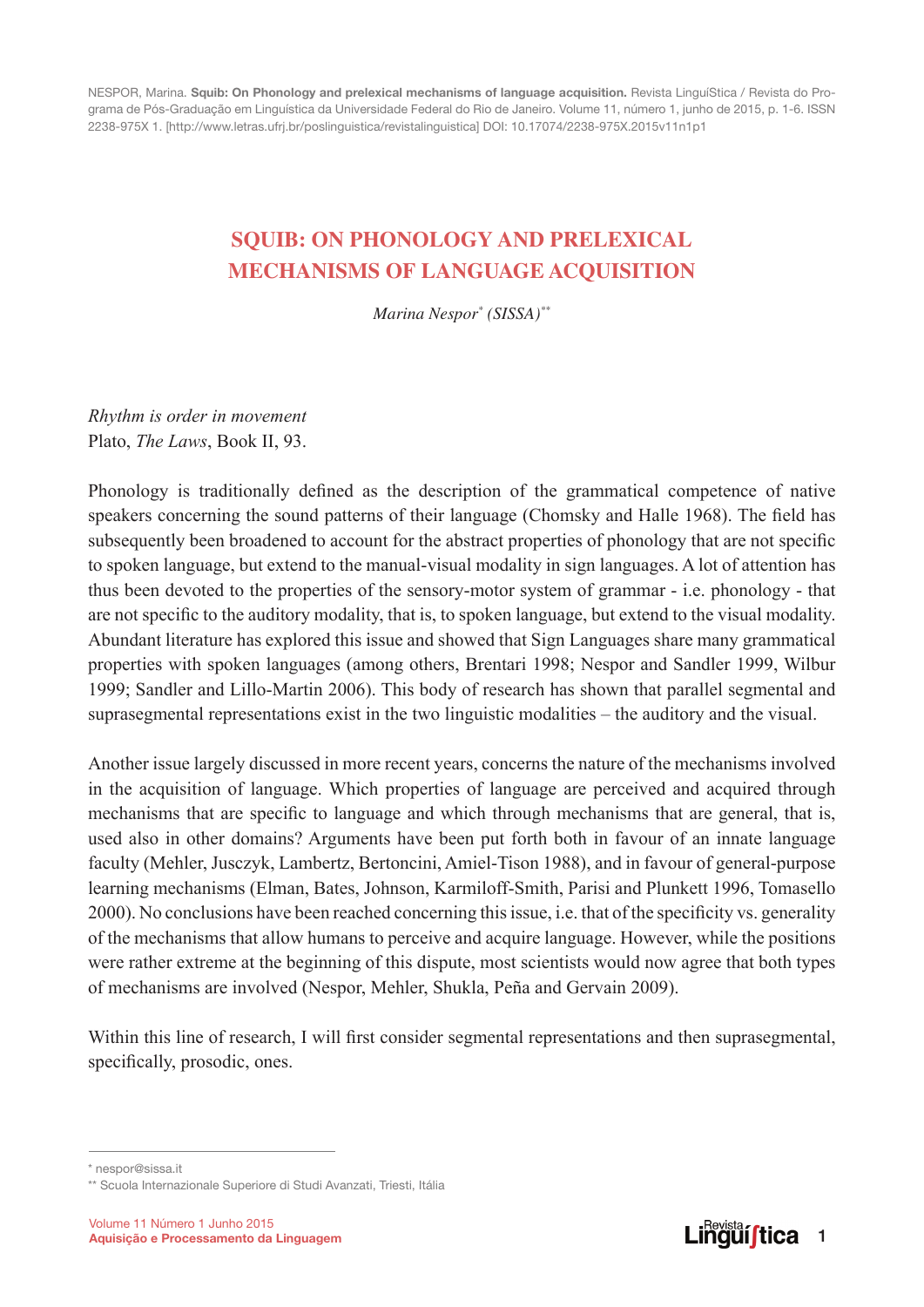# SQUIB: ON PHONOLOGY AND PRELEXICAL MECHANISMS OF LANGUAGE ACQUISITION

*Marina Nespor[*] (SISSA)[**]*

*Rhythm is order in movement*
Plato, *The Laws*, Book II, 93.

Phonology is traditionally defined as the description of the grammatical competence of native speakers concerning the sound patterns of their language (Chomsky and Halle 1968). The field has subsequently been broadened to account for the abstract properties of phonology that are not specific to spoken language, but extend to the manual-visual modality in sign languages. A lot of attention has thus been devoted to the properties of the sensory-motor system of grammar - i.e. phonology - that are not specific to the auditory modality, that is, to spoken language, but extend to the visual modality. Abundant literature has explored this issue and showed that Sign Languages share many grammatical properties with spoken languages (among others, Brentari 1998; Nespor and Sandler 1999, Wilbur 1999; Sandler and Lillo-Martin 2006). This body of research has shown that parallel segmental and suprasegmental representations exist in the two linguistic modalities – the auditory and the visual.

Another issue largely discussed in more recent years, concerns the nature of the mechanisms involved in the acquisition of language. Which properties of language are perceived and acquired through mechanisms that are specific to language and which through mechanisms that are general, that is, used also in other domains? Arguments have been put forth both in favour of an innate language faculty (Mehler, Jusczyk, Lambertz, Bertoncini, Amiel-Tison 1988), and in favour of general-purpose learning mechanisms (Elman, Bates, Johnson, Karmiloff-Smith, Parisi and Plunkett 1996, Tomasello 2000). No conclusions have been reached concerning this issue, i.e. that of the specificity vs. generality of the mechanisms that allow humans to perceive and acquire language. However, while the positions were rather extreme at the beginning of this dispute, most scientists would now agree that both types of mechanisms are involved (Nespor, Mehler, Shukla, Peña and Gervain 2009).

Within this line of research, I will first consider segmental representations and then suprasegmental, specifically, prosodic, ones.

---

[*] nespor@sissa.it

[**] Scuola Internazionale Superiore di Studi Avanzati, Triesti, Itália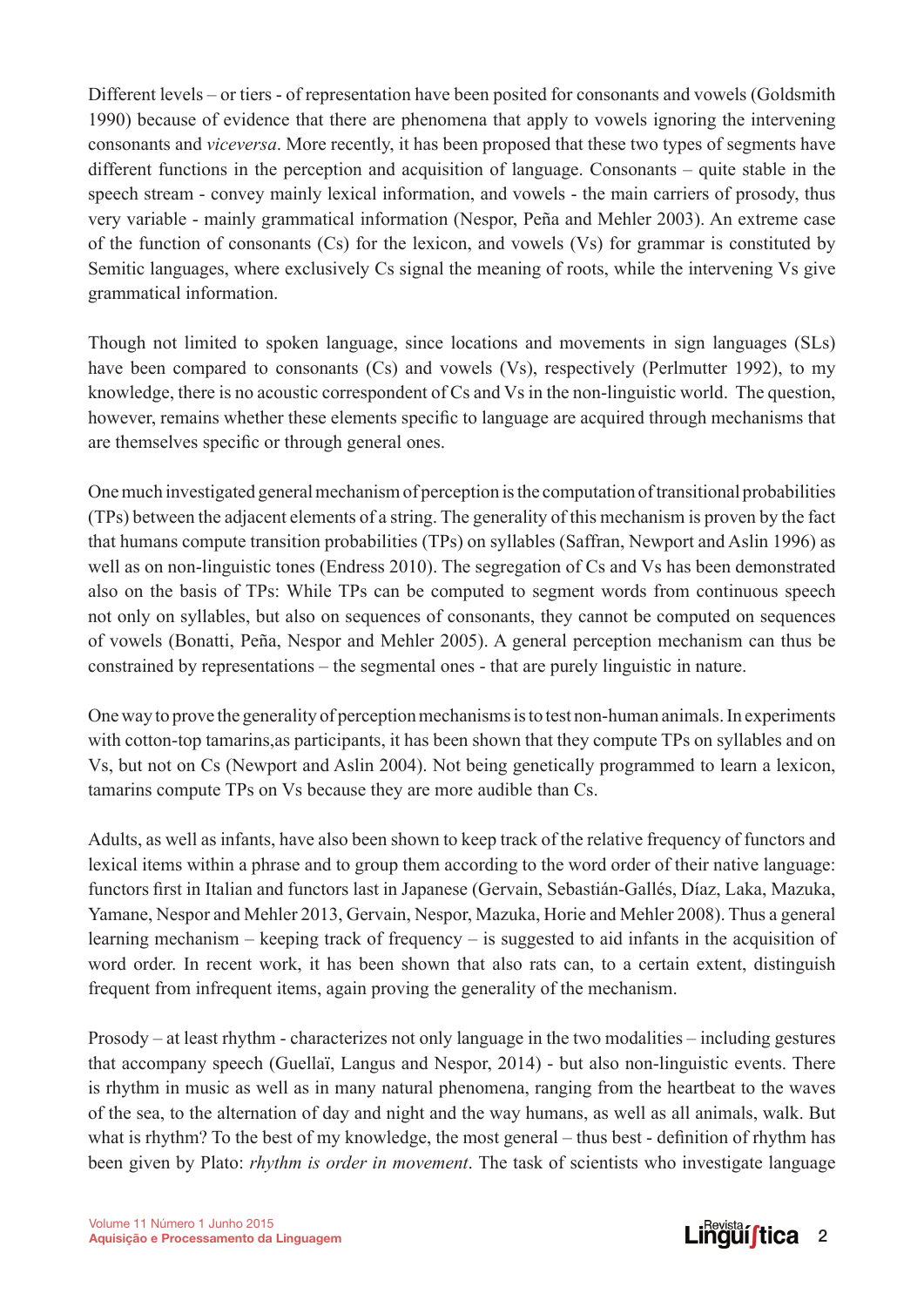Different levels – or tiers - of representation have been posited for consonants and vowels (Goldsmith 1990) because of evidence that there are phenomena that apply to vowels ignoring the intervening consonants and *viceversa*. More recently, it has been proposed that these two types of segments have different functions in the perception and acquisition of language. Consonants – quite stable in the speech stream - convey mainly lexical information, and vowels - the main carriers of prosody, thus very variable - mainly grammatical information (Nespor, Peña and Mehler 2003). An extreme case of the function of consonants (Cs) for the lexicon, and vowels (Vs) for grammar is constituted by Semitic languages, where exclusively Cs signal the meaning of roots, while the intervening Vs give grammatical information.

Though not limited to spoken language, since locations and movements in sign languages (SLs) have been compared to consonants (Cs) and vowels (Vs), respectively (Perlmutter 1992), to my knowledge, there is no acoustic correspondent of Cs and Vs in the non-linguistic world. The question, however, remains whether these elements specific to language are acquired through mechanisms that are themselves specific or through general ones.

One much investigated general mechanism of perception is the computation of transitional probabilities (TPs) between the adjacent elements of a string. The generality of this mechanism is proven by the fact that humans compute transition probabilities (TPs) on syllables (Saffran, Newport and Aslin 1996) as well as on non-linguistic tones (Endress 2010). The segregation of Cs and Vs has been demonstrated also on the basis of TPs: While TPs can be computed to segment words from continuous speech not only on syllables, but also on sequences of consonants, they cannot be computed on sequences of vowels (Bonatti, Peña, Nespor and Mehler 2005). A general perception mechanism can thus be constrained by representations – the segmental ones - that are purely linguistic in nature.

One way to prove the generality of perception mechanisms is to test non-human animals. In experiments with cotton-top tamarins,as participants, it has been shown that they compute TPs on syllables and on Vs, but not on Cs (Newport and Aslin 2004). Not being genetically programmed to learn a lexicon, tamarins compute TPs on Vs because they are more audible than Cs.

Adults, as well as infants, have also been shown to keep track of the relative frequency of functors and lexical items within a phrase and to group them according to the word order of their native language: functors first in Italian and functors last in Japanese (Gervain, Sebastián-Gallés, Díaz, Laka, Mazuka, Yamane, Nespor and Mehler 2013, Gervain, Nespor, Mazuka, Horie and Mehler 2008). Thus a general learning mechanism – keeping track of frequency – is suggested to aid infants in the acquisition of word order. In recent work, it has been shown that also rats can, to a certain extent, distinguish frequent from infrequent items, again proving the generality of the mechanism.

Prosody – at least rhythm - characterizes not only language in the two modalities – including gestures that accompany speech (Guellaï, Langus and Nespor, 2014) - but also non-linguistic events. There is rhythm in music as well as in many natural phenomena, ranging from the heartbeat to the waves of the sea, to the alternation of day and night and the way humans, as well as all animals, walk. But what is rhythm? To the best of my knowledge, the most general – thus best - definition of rhythm has been given by Plato: *rhythm is order in movement*. The task of scientists who investigate language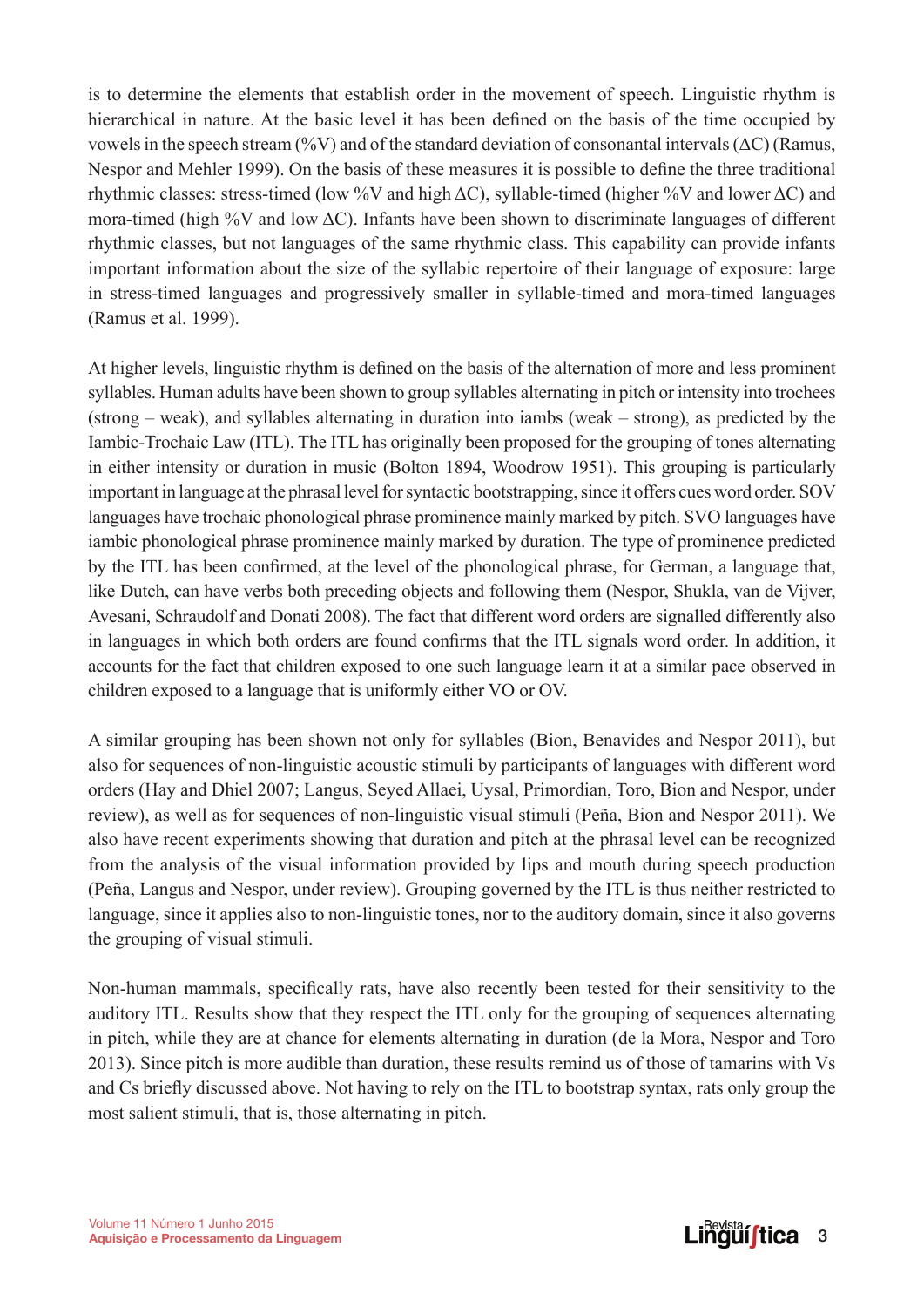is to determine the elements that establish order in the movement of speech. Linguistic rhythm is hierarchical in nature. At the basic level it has been defined on the basis of the time occupied by vowels in the speech stream (%V) and of the standard deviation of consonantal intervals (ΔC) (Ramus, Nespor and Mehler 1999). On the basis of these measures it is possible to define the three traditional rhythmic classes: stress-timed (low %V and high ΔC), syllable-timed (higher %V and lower ΔC) and mora-timed (high %V and low ΔC). Infants have been shown to discriminate languages of different rhythmic classes, but not languages of the same rhythmic class. This capability can provide infants important information about the size of the syllabic repertoire of their language of exposure: large in stress-timed languages and progressively smaller in syllable-timed and mora-timed languages (Ramus et al. 1999).

At higher levels, linguistic rhythm is defined on the basis of the alternation of more and less prominent syllables. Human adults have been shown to group syllables alternating in pitch or intensity into trochees (strong – weak), and syllables alternating in duration into iambs (weak – strong), as predicted by the Iambic-Trochaic Law (ITL). The ITL has originally been proposed for the grouping of tones alternating in either intensity or duration in music (Bolton 1894, Woodrow 1951). This grouping is particularly important in language at the phrasal level for syntactic bootstrapping, since it offers cues word order. SOV languages have trochaic phonological phrase prominence mainly marked by pitch. SVO languages have iambic phonological phrase prominence mainly marked by duration. The type of prominence predicted by the ITL has been confirmed, at the level of the phonological phrase, for German, a language that, like Dutch, can have verbs both preceding objects and following them (Nespor, Shukla, van de Vijver, Avesani, Schraudolf and Donati 2008). The fact that different word orders are signalled differently also in languages in which both orders are found confirms that the ITL signals word order. In addition, it accounts for the fact that children exposed to one such language learn it at a similar pace observed in children exposed to a language that is uniformly either VO or OV.

A similar grouping has been shown not only for syllables (Bion, Benavides and Nespor 2011), but also for sequences of non-linguistic acoustic stimuli by participants of languages with different word orders (Hay and Dhiel 2007; Langus, Seyed Allaei, Uysal, Primordian, Toro, Bion and Nespor, under review), as well as for sequences of non-linguistic visual stimuli (Peña, Bion and Nespor 2011). We also have recent experiments showing that duration and pitch at the phrasal level can be recognized from the analysis of the visual information provided by lips and mouth during speech production (Peña, Langus and Nespor, under review). Grouping governed by the ITL is thus neither restricted to language, since it applies also to non-linguistic tones, nor to the auditory domain, since it also governs the grouping of visual stimuli.

Non-human mammals, specifically rats, have also recently been tested for their sensitivity to the auditory ITL. Results show that they respect the ITL only for the grouping of sequences alternating in pitch, while they are at chance for elements alternating in duration (de la Mora, Nespor and Toro 2013). Since pitch is more audible than duration, these results remind us of those of tamarins with Vs and Cs briefly discussed above. Not having to rely on the ITL to bootstrap syntax, rats only group the most salient stimuli, that is, those alternating in pitch.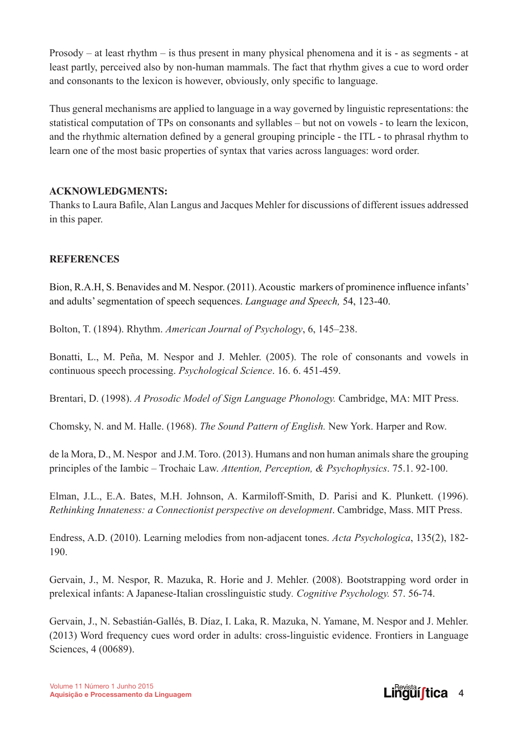Prosody – at least rhythm – is thus present in many physical phenomena and it is - as segments - at least partly, perceived also by non-human mammals. The fact that rhythm gives a cue to word order and consonants to the lexicon is however, obviously, only specific to language.

Thus general mechanisms are applied to language in a way governed by linguistic representations: the statistical computation of TPs on consonants and syllables – but not on vowels - to learn the lexicon, and the rhythmic alternation defined by a general grouping principle - the ITL - to phrasal rhythm to learn one of the most basic properties of syntax that varies across languages: word order.

**ACKNOWLEDGMENTS:**

Thanks to Laura Bafile, Alan Langus and Jacques Mehler for discussions of different issues addressed in this paper.

**REFERENCES**

Bion, R.A.H, S. Benavides and M. Nespor. (2011). Acoustic markers of prominence influence infants' and adults' segmentation of speech sequences. *Language and Speech,* 54, 123-40.

Bolton, T. (1894). Rhythm. *American Journal of Psychology*, 6, 145–238.

Bonatti, L., M. Peña, M. Nespor and J. Mehler. (2005). The role of consonants and vowels in continuous speech processing. *Psychological Science*. 16. 6. 451-459.

Brentari, D. (1998). *A Prosodic Model of Sign Language Phonology.* Cambridge, MA: MIT Press.

Chomsky, N. and M. Halle. (1968). *The Sound Pattern of English.* New York. Harper and Row.

de la Mora, D., M. Nespor and J.M. Toro. (2013). Humans and non human animals share the grouping principles of the Iambic – Trochaic Law. *Attention, Perception, & Psychophysics*. 75.1. 92-100.

Elman, J.L., E.A. Bates, M.H. Johnson, A. Karmiloff-Smith, D. Parisi and K. Plunkett. (1996). *Rethinking Innateness: a Connectionist perspective on development*. Cambridge, Mass. MIT Press.

Endress, A.D. (2010). Learning melodies from non-adjacent tones. *Acta Psychologica*, 135(2), 182-190.

Gervain, J., M. Nespor, R. Mazuka, R. Horie and J. Mehler. (2008). Bootstrapping word order in prelexical infants: A Japanese-Italian crosslinguistic study. *Cognitive Psychology.* 57. 56-74.

Gervain, J., N. Sebastián-Gallés, B. Díaz, I. Laka, R. Mazuka, N. Yamane, M. Nespor and J. Mehler. (2013) Word frequency cues word order in adults: cross-linguistic evidence. Frontiers in Language Sciences, 4 (00689).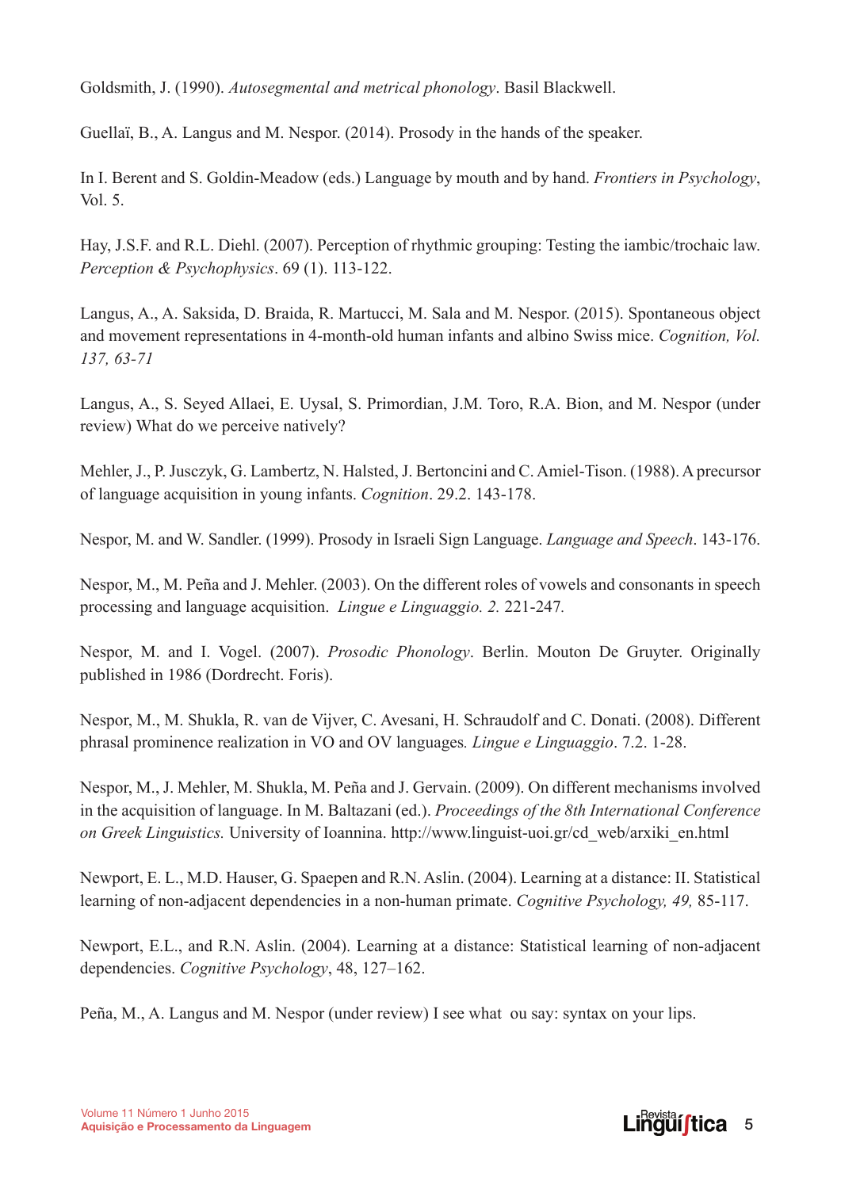Goldsmith, J. (1990). *Autosegmental and metrical phonology*. Basil Blackwell.

Guellaï, B., A. Langus and M. Nespor. (2014). Prosody in the hands of the speaker.

In I. Berent and S. Goldin-Meadow (eds.) Language by mouth and by hand. *Frontiers in Psychology*, Vol. 5.

Hay, J.S.F. and R.L. Diehl. (2007). Perception of rhythmic grouping: Testing the iambic/trochaic law. *Perception & Psychophysics*. 69 (1). 113-122.

Langus, A., A. Saksida, D. Braida, R. Martucci, M. Sala and M. Nespor. (2015). Spontaneous object and movement representations in 4-month-old human infants and albino Swiss mice. *Cognition, Vol. 137, 63-71*

Langus, A., S. Seyed Allaei, E. Uysal, S. Primordian, J.M. Toro, R.A. Bion, and M. Nespor (under review) What do we perceive natively?

Mehler, J., P. Jusczyk, G. Lambertz, N. Halsted, J. Bertoncini and C. Amiel-Tison. (1988). A precursor of language acquisition in young infants. *Cognition*. 29.2. 143-178.

Nespor, M. and W. Sandler. (1999). Prosody in Israeli Sign Language. *Language and Speech*. 143-176.

Nespor, M., M. Peña and J. Mehler. (2003). On the different roles of vowels and consonants in speech processing and language acquisition. *Lingue e Linguaggio. 2.* 221-247.

Nespor, M. and I. Vogel. (2007). *Prosodic Phonology*. Berlin. Mouton De Gruyter. Originally published in 1986 (Dordrecht. Foris).

Nespor, M., M. Shukla, R. van de Vijver, C. Avesani, H. Schraudolf and C. Donati. (2008). Different phrasal prominence realization in VO and OV languages*.* *Lingue e Linguaggio*. 7.2. 1-28.

Nespor, M., J. Mehler, M. Shukla, M. Peña and J. Gervain. (2009). On different mechanisms involved in the acquisition of language. In M. Baltazani (ed.). *Proceedings of the 8th International Conference on Greek Linguistics.* University of Ioannina. http://www.linguist-uoi.gr/cd_web/arxiki_en.html

Newport, E. L., M.D. Hauser, G. Spaepen and R.N. Aslin. (2004). Learning at a distance: II. Statistical learning of non-adjacent dependencies in a non-human primate. *Cognitive Psychology, 49,* 85-117.

Newport, E.L., and R.N. Aslin. (2004). Learning at a distance: Statistical learning of non-adjacent dependencies. *Cognitive Psychology*, 48, 127–162.

Peña, M., A. Langus and M. Nespor (under review) I see what ou say: syntax on your lips.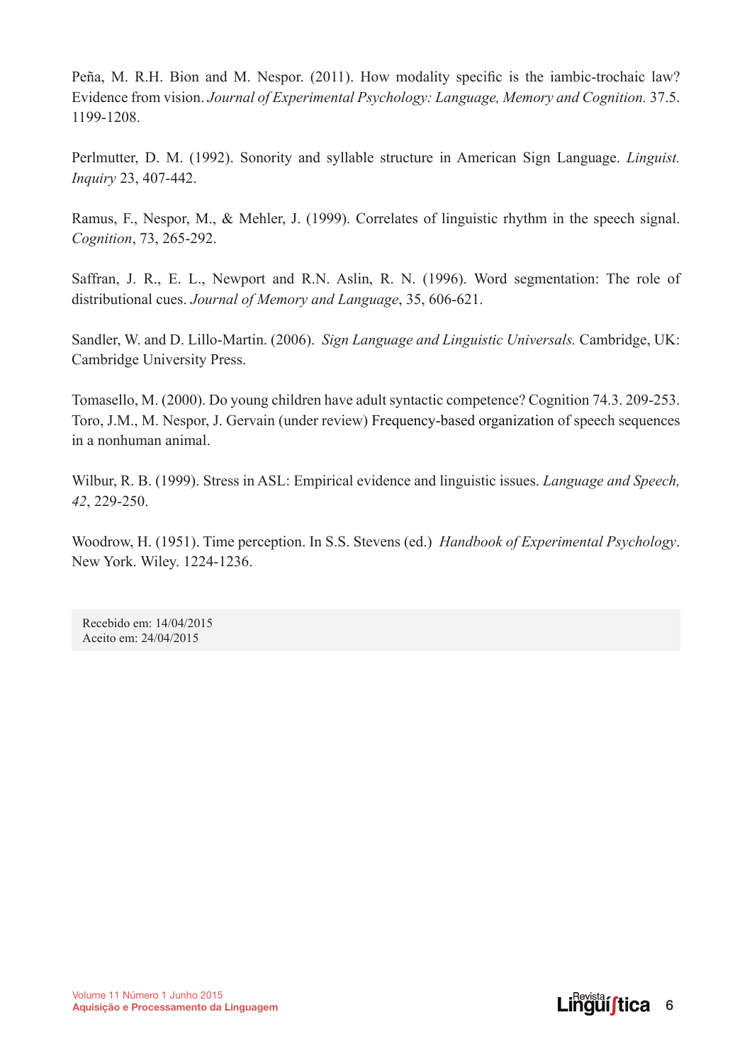Peña, M. R.H. Bion and M. Nespor. (2011). How modality specific is the iambic-trochaic law? Evidence from vision. *Journal of Experimental Psychology: Language, Memory and Cognition.* 37.5. 1199-1208.

Perlmutter, D. M. (1992). Sonority and syllable structure in American Sign Language. *Linguist. Inquiry* 23, 407-442.

Ramus, F., Nespor, M., & Mehler, J. (1999). Correlates of linguistic rhythm in the speech signal. *Cognition*, 73, 265-292.

Saffran, J. R., E. L., Newport and R.N. Aslin, R. N. (1996). Word segmentation: The role of distributional cues. *Journal of Memory and Language*, 35, 606-621.

Sandler, W. and D. Lillo-Martin. (2006). *Sign Language and Linguistic Universals.* Cambridge, UK: Cambridge University Press.

Tomasello, M. (2000). Do young children have adult syntactic competence? Cognition 74.3. 209-253.
Toro, J.M., M. Nespor, J. Gervain (under review) Frequency-based organization of speech sequences in a nonhuman animal.

Wilbur, R. B. (1999). Stress in ASL: Empirical evidence and linguistic issues. *Language and Speech, 42*, 229-250.

Woodrow, H. (1951). Time perception. In S.S. Stevens (ed.) *Handbook of Experimental Psychology*. New York. Wiley. 1224-1236.

Recebido em: 14/04/2015
Aceito em: 24/04/2015